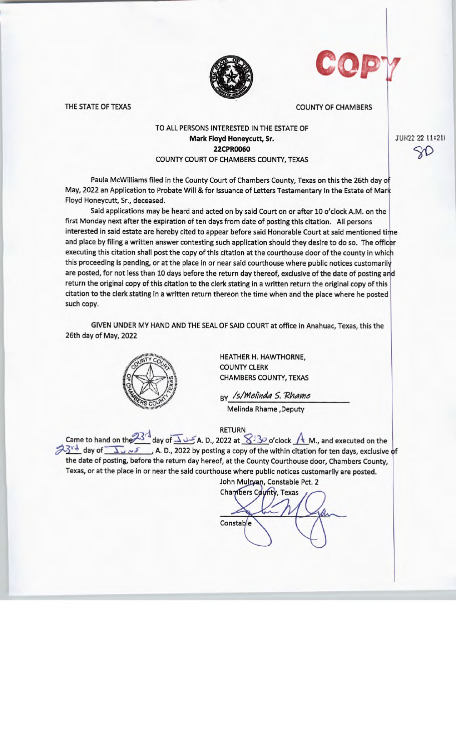COPY

THE STATE OF TEXAS COUNTY OF CHAMBERS

TO ALL PERSONS INTERESTED IN THE ESTATE OF
**Mark Floyd Honeycutt, Sr.**
**22CPR0060**
COUNTY COURT OF CHAMBERS COUNTY, TEXAS

JUN22 22 11:21

Paula McWilliams filed in the County Court of Chambers County, Texas on this the 26th day of May, 2022 an Application to Probate Will & for Issuance of Letters Testamentary In the Estate of Mark Floyd Honeycutt, Sr., deceased.

Said applications may be heard and acted on by said Court on or after 10 o'clock A.M. on the first Monday next after the expiration of ten days from date of posting this citation. All persons interested in said estate are hereby cited to appear before said Honorable Court at said mentioned time and place by filing a written answer contesting such application should they desire to do so. The officer executing this citation shall post the copy of this citation at the courthouse door of the county in which this proceeding is pending, or at the place in or near said courthouse where public notices customarily are posted, for not less than 10 days before the return day thereof, exclusive of the date of posting and return the original copy of this citation to the clerk stating in a written return the original copy of this citation to the clerk stating in a written return thereon the time when and the place where he posted such copy.

GIVEN UNDER MY HAND AND THE SEAL OF SAID COURT at office in Anahuac, Texas, this the 26th day of May, 2022

HEATHER H. HAWTHORNE,
COUNTY CLERK
CHAMBERS COUNTY, TEXAS

BY */s/Melinda S. Rhame*
Melinda Rhame ,Deputy

RETURN

Came to hand on the 23rd day of June A. D., 2022 at 8:30 o'clock A M., and executed on the 23rd day of June, A. D., 2022 by posting a copy of the within citation for ten days, exclusive of the date of posting, before the return day hereof, at the County Courthouse door, Chambers County, Texas, or at the place in or near the said courthouse where public notices customarily are posted.

John Mulryan, Constable Pct. 2
Chambers County, Texas

Constable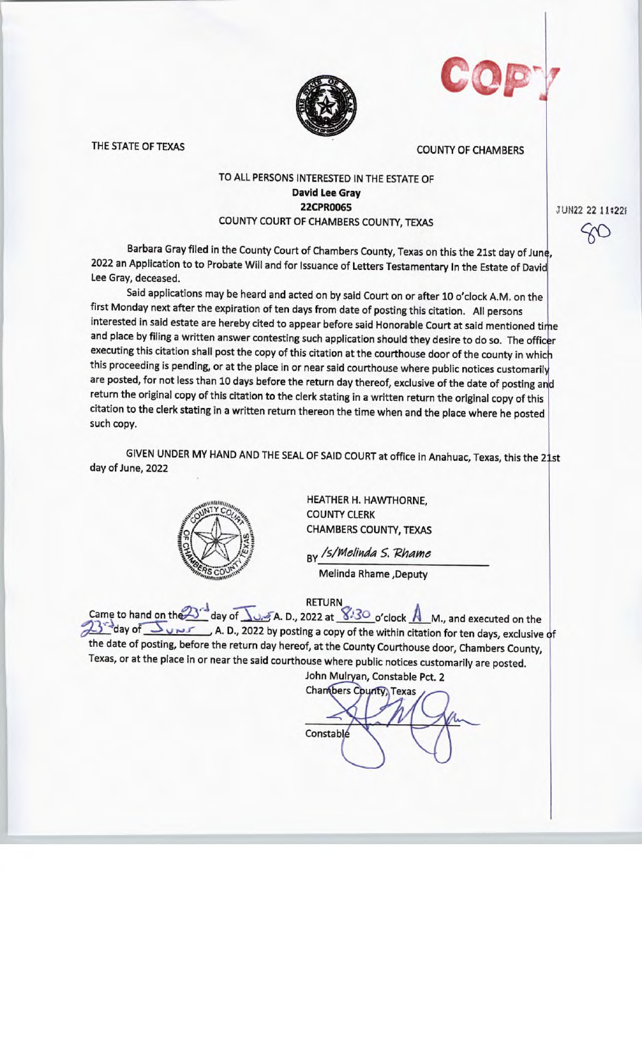COPY

THE STATE OF TEXAS | COUNTY OF CHAMBERS

TO ALL PERSONS INTERESTED IN THE ESTATE OF
**David Lee Gray**
**22CPR0065**
COUNTY COURT OF CHAMBERS COUNTY, TEXAS

JUN22 22 11:22

Barbara Gray filed in the County Court of Chambers County, Texas on this the 21st day of June, 2022 an Application to to Probate Will and for Issuance of Letters Testamentary In the Estate of David Lee Gray, deceased.

Said applications may be heard and acted on by said Court on or after 10 o'clock A.M. on the first Monday next after the expiration of ten days from date of posting this citation. All persons interested in said estate are hereby cited to appear before said Honorable Court at said mentioned time and place by filing a written answer contesting such application should they desire to do so. The officer executing this citation shall post the copy of this citation at the courthouse door of the county in which this proceeding is pending, or at the place in or near said courthouse where public notices customarily are posted, for not less than 10 days before the return day thereof, exclusive of the date of posting and return the original copy of this citation to the clerk stating in a written return the original copy of this citation to the clerk stating in a written return thereon the time when and the place where he posted such copy.

GIVEN UNDER MY HAND AND THE SEAL OF SAID COURT at office in Anahuac, Texas, this the 21st day of June, 2022

HEATHER H. HAWTHORNE,
COUNTY CLERK
CHAMBERS COUNTY, TEXAS

BY */s/Melinda S. Rhame*
Melinda Rhame ,Deputy

RETURN

Came to hand on the 23rd day of June A. D., 2022 at 8:30 o'clock A M., and executed on the 23rd day of June, A. D., 2022 by posting a copy of the within citation for ten days, exclusive of the date of posting, before the return day hereof, at the County Courthouse door, Chambers County, Texas, or at the place in or near the said courthouse where public notices customarily are posted.

John Mulryan, Constable Pct. 2
Chambers County, Texas

Constable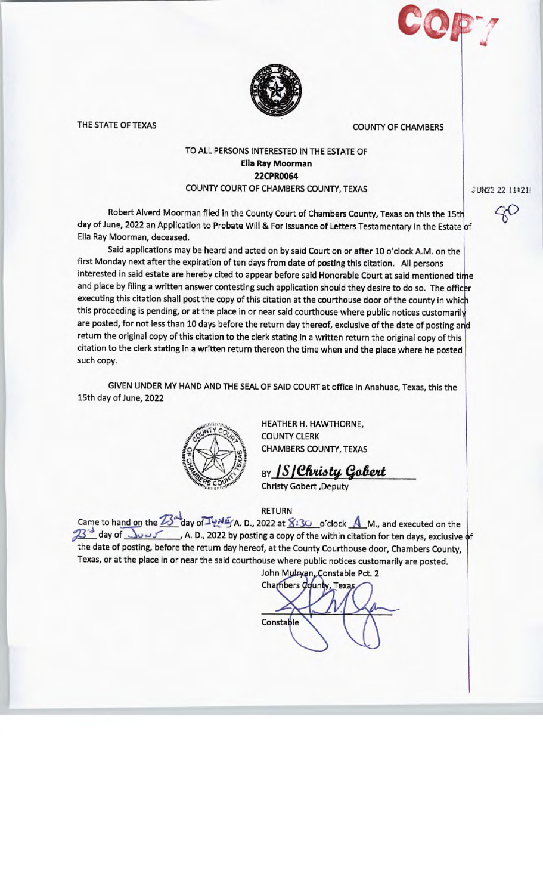COPY

THE STATE OF TEXAS COUNTY OF CHAMBERS

TO ALL PERSONS INTERESTED IN THE ESTATE OF
**Ella Ray Moorman**
**22CPR0064**
COUNTY COURT OF CHAMBERS COUNTY, TEXAS

JUN22 22 11:21

Robert Alverd Moorman filed in the County Court of Chambers County, Texas on this the 15th day of June, 2022 an Application to Probate Will & For Issuance of Letters Testamentary in the Estate of Ella Ray Moorman, deceased.

Said applications may be heard and acted on by said Court on or after 10 o'clock A.M. on the first Monday next after the expiration of ten days from date of posting this citation. All persons interested in said estate are hereby cited to appear before said Honorable Court at said mentioned time and place by filing a written answer contesting such application should they desire to do so. The officer executing this citation shall post the copy of this citation at the courthouse door of the county in which this proceeding is pending, or at the place in or near said courthouse where public notices customarily are posted, for not less than 10 days before the return day thereof, exclusive of the date of posting and return the original copy of this citation to the clerk stating in a written return the original copy of this citation to the clerk stating in a written return thereon the time when and the place where he posted such copy.

GIVEN UNDER MY HAND AND THE SEAL OF SAID COURT at office in Anahuac, Texas, this the 15th day of June, 2022

HEATHER H. HAWTHORNE,
COUNTY CLERK
CHAMBERS COUNTY, TEXAS

BY */S/ Christy Gobert*
Christy Gobert ,Deputy

RETURN

Came to hand on the 23rd day of June A. D., 2022 at 8:30 o'clock A M., and executed on the 23rd day of June, A. D., 2022 by posting a copy of the within citation for ten days, exclusive of the date of posting, before the return day hereof, at the County Courthouse door, Chambers County, Texas, or at the place in or near the said courthouse where public notices customarily are posted.

John Mulryan, Constable Pct. 2
Chambers County, Texas

Constable